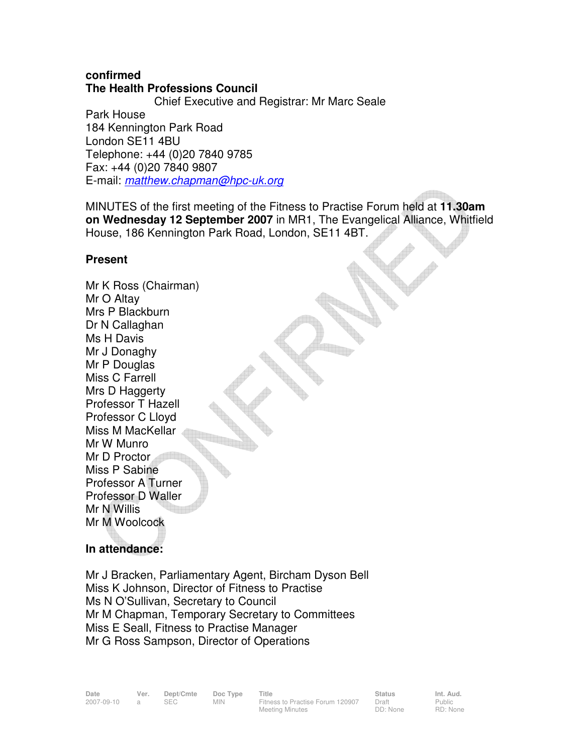**confirmed**

**The Health Professions Council**

Chief Executive and Registrar: Mr Marc Seale

Park House
184 Kennington Park Road
London SE11 4BU
Telephone: +44 (0)20 7840 9785
Fax: +44 (0)20 7840 9807
E-mail: matthew.chapman@hpc-uk.org

MINUTES of the first meeting of the Fitness to Practise Forum held at **11.30am on Wednesday 12 September 2007** in MR1, The Evangelical Alliance, Whitfield House, 186 Kennington Park Road, London, SE11 4BT.

**Present**

Mr K Ross (Chairman)
Mr O Altay
Mrs P Blackburn
Dr N Callaghan
Ms H Davis
Mr J Donaghy
Mr P Douglas
Miss C Farrell
Mrs D Haggerty
Professor T Hazell
Professor C Lloyd
Miss M MacKellar
Mr W Munro
Mr D Proctor
Miss P Sabine
Professor A Turner
Professor D Waller
Mr N Willis
Mr M Woolcock

**In attendance:**

Mr J Bracken, Parliamentary Agent, Bircham Dyson Bell
Miss K Johnson, Director of Fitness to Practise
Ms N O'Sullivan, Secretary to Council
Mr M Chapman, Temporary Secretary to Committees
Miss E Seall, Fitness to Practise Manager
Mr G Ross Sampson, Director of Operations

| Date | Ver. | Dept/Cmte | Doc Type | Title | Status | Int. Aud. |
|---|---|---|---|---|---|---|
| 2007-09-10 | a | SEC | MIN | Fitness to Practise Forum 120907 Meeting Minutes | Draft DD: None | Public RD: None |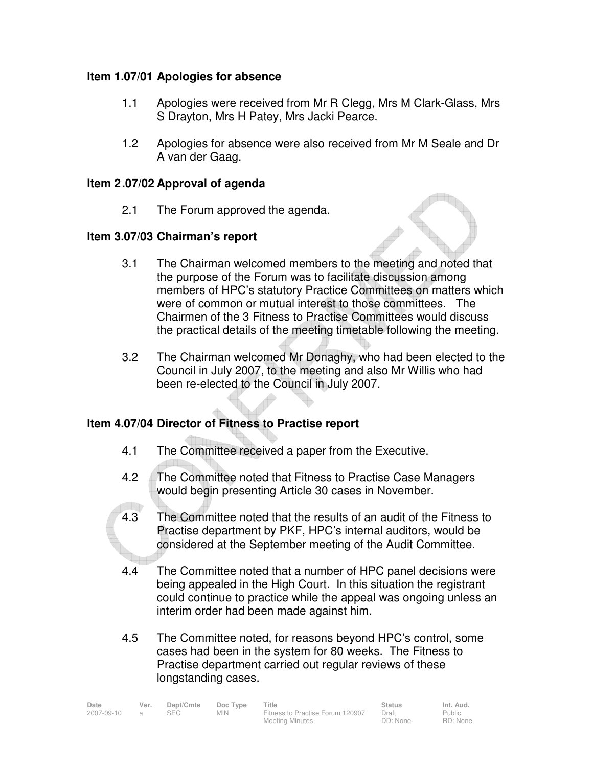### Item 1.07/01 Apologies for absence

1.1 Apologies were received from Mr R Clegg, Mrs M Clark-Glass, Mrs S Drayton, Mrs H Patey, Mrs Jacki Pearce.

1.2 Apologies for absence were also received from Mr M Seale and Dr A van der Gaag.

### Item 2.07/02 Approval of agenda

2.1 The Forum approved the agenda.

### Item 3.07/03 Chairman's report

3.1 The Chairman welcomed members to the meeting and noted that the purpose of the Forum was to facilitate discussion among members of HPC's statutory Practice Committees on matters which were of common or mutual interest to those committees. The Chairmen of the 3 Fitness to Practise Committees would discuss the practical details of the meeting timetable following the meeting.

3.2 The Chairman welcomed Mr Donaghy, who had been elected to the Council in July 2007, to the meeting and also Mr Willis who had been re-elected to the Council in July 2007.

### Item 4.07/04 Director of Fitness to Practise report

4.1 The Committee received a paper from the Executive.

4.2 The Committee noted that Fitness to Practise Case Managers would begin presenting Article 30 cases in November.

4.3 The Committee noted that the results of an audit of the Fitness to Practise department by PKF, HPC's internal auditors, would be considered at the September meeting of the Audit Committee.

4.4 The Committee noted that a number of HPC panel decisions were being appealed in the High Court. In this situation the registrant could continue to practice while the appeal was ongoing unless an interim order had been made against him.

4.5 The Committee noted, for reasons beyond HPC's control, some cases had been in the system for 80 weeks. The Fitness to Practise department carried out regular reviews of these longstanding cases.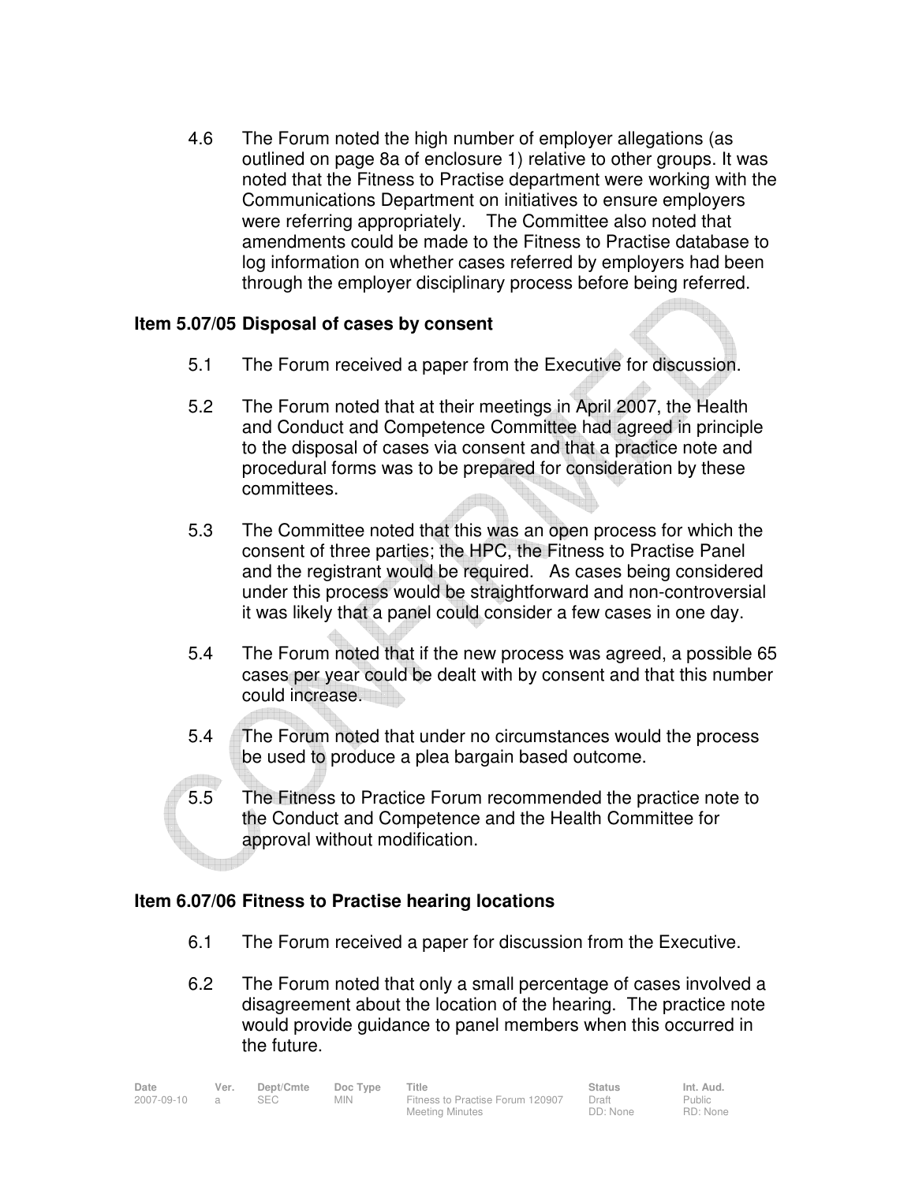4.6 The Forum noted the high number of employer allegations (as outlined on page 8a of enclosure 1) relative to other groups. It was noted that the Fitness to Practise department were working with the Communications Department on initiatives to ensure employers were referring appropriately. The Committee also noted that amendments could be made to the Fitness to Practise database to log information on whether cases referred by employers had been through the employer disciplinary process before being referred.

**Item 5.07/05 Disposal of cases by consent**

5.1 The Forum received a paper from the Executive for discussion.

5.2 The Forum noted that at their meetings in April 2007, the Health and Conduct and Competence Committee had agreed in principle to the disposal of cases via consent and that a practice note and procedural forms was to be prepared for consideration by these committees.

5.3 The Committee noted that this was an open process for which the consent of three parties; the HPC, the Fitness to Practise Panel and the registrant would be required. As cases being considered under this process would be straightforward and non-controversial it was likely that a panel could consider a few cases in one day.

5.4 The Forum noted that if the new process was agreed, a possible 65 cases per year could be dealt with by consent and that this number could increase.

5.4 The Forum noted that under no circumstances would the process be used to produce a plea bargain based outcome.

5.5 The Fitness to Practice Forum recommended the practice note to the Conduct and Competence and the Health Committee for approval without modification.

**Item 6.07/06 Fitness to Practise hearing locations**

6.1 The Forum received a paper for discussion from the Executive.

6.2 The Forum noted that only a small percentage of cases involved a disagreement about the location of the hearing. The practice note would provide guidance to panel members when this occurred in the future.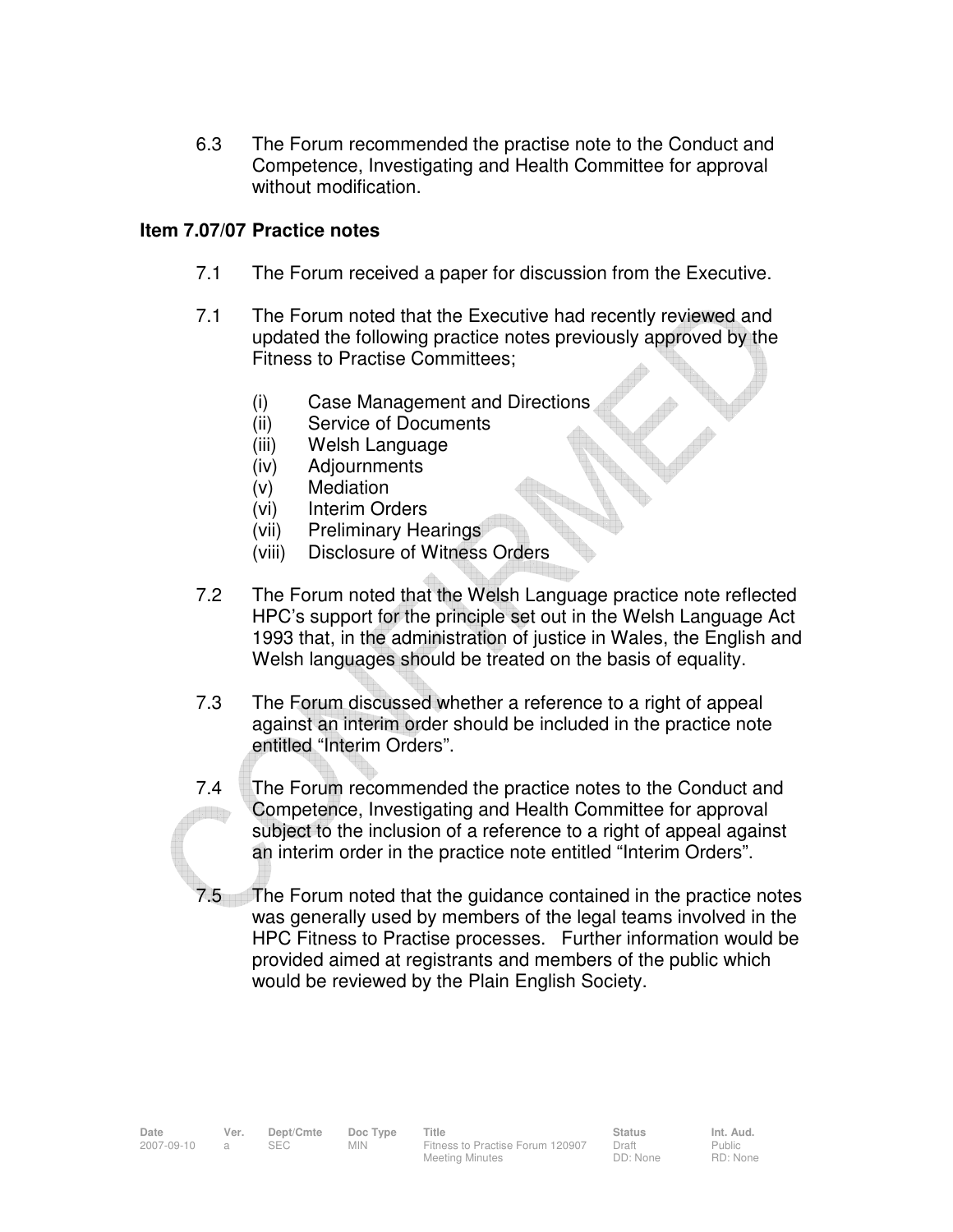6.3 The Forum recommended the practise note to the Conduct and Competence, Investigating and Health Committee for approval without modification.

### Item 7.07/07 Practice notes

7.1 The Forum received a paper for discussion from the Executive.

7.1 The Forum noted that the Executive had recently reviewed and updated the following practice notes previously approved by the Fitness to Practise Committees;

(i) Case Management and Directions
(ii) Service of Documents
(iii) Welsh Language
(iv) Adjournments
(v) Mediation
(vi) Interim Orders
(vii) Preliminary Hearings
(viii) Disclosure of Witness Orders

7.2 The Forum noted that the Welsh Language practice note reflected HPC's support for the principle set out in the Welsh Language Act 1993 that, in the administration of justice in Wales, the English and Welsh languages should be treated on the basis of equality.

7.3 The Forum discussed whether a reference to a right of appeal against an interim order should be included in the practice note entitled "Interim Orders".

7.4 The Forum recommended the practice notes to the Conduct and Competence, Investigating and Health Committee for approval subject to the inclusion of a reference to a right of appeal against an interim order in the practice note entitled "Interim Orders".

7.5 The Forum noted that the guidance contained in the practice notes was generally used by members of the legal teams involved in the HPC Fitness to Practise processes. Further information would be provided aimed at registrants and members of the public which would be reviewed by the Plain English Society.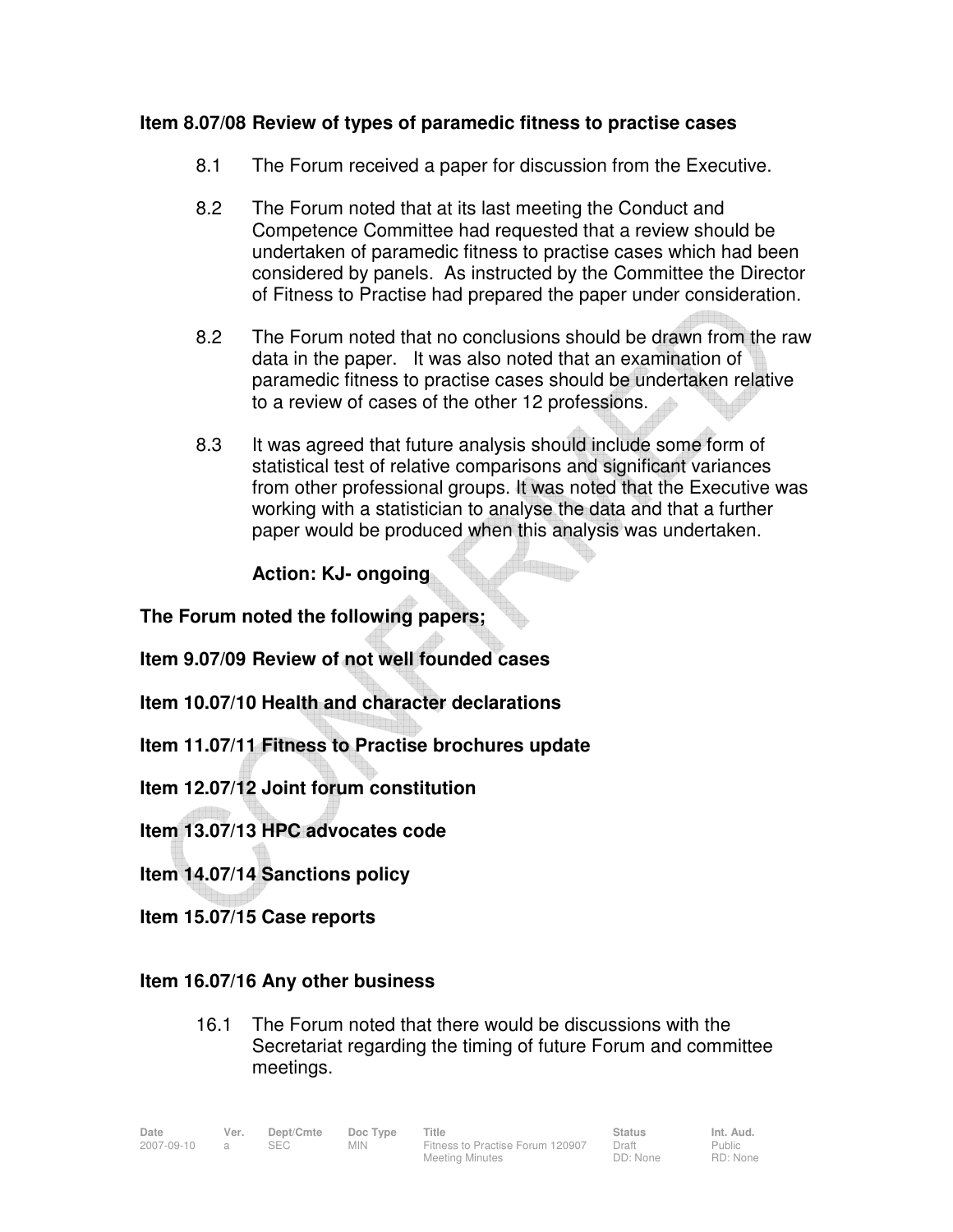**Item 8.07/08 Review of types of paramedic fitness to practise cases**

8.1 The Forum received a paper for discussion from the Executive.

8.2 The Forum noted that at its last meeting the Conduct and Competence Committee had requested that a review should be undertaken of paramedic fitness to practise cases which had been considered by panels. As instructed by the Committee the Director of Fitness to Practise had prepared the paper under consideration.

8.2 The Forum noted that no conclusions should be drawn from the raw data in the paper. It was also noted that an examination of paramedic fitness to practise cases should be undertaken relative to a review of cases of the other 12 professions.

8.3 It was agreed that future analysis should include some form of statistical test of relative comparisons and significant variances from other professional groups. It was noted that the Executive was working with a statistician to analyse the data and that a further paper would be produced when this analysis was undertaken.

**Action: KJ- ongoing**

**The Forum noted the following papers;**

**Item 9.07/09 Review of not well founded cases**

**Item 10.07/10 Health and character declarations**

**Item 11.07/11 Fitness to Practise brochures update**

**Item 12.07/12 Joint forum constitution**

**Item 13.07/13 HPC advocates code**

**Item 14.07/14 Sanctions policy**

**Item 15.07/15 Case reports**

**Item 16.07/16 Any other business**

16.1 The Forum noted that there would be discussions with the Secretariat regarding the timing of future Forum and committee meetings.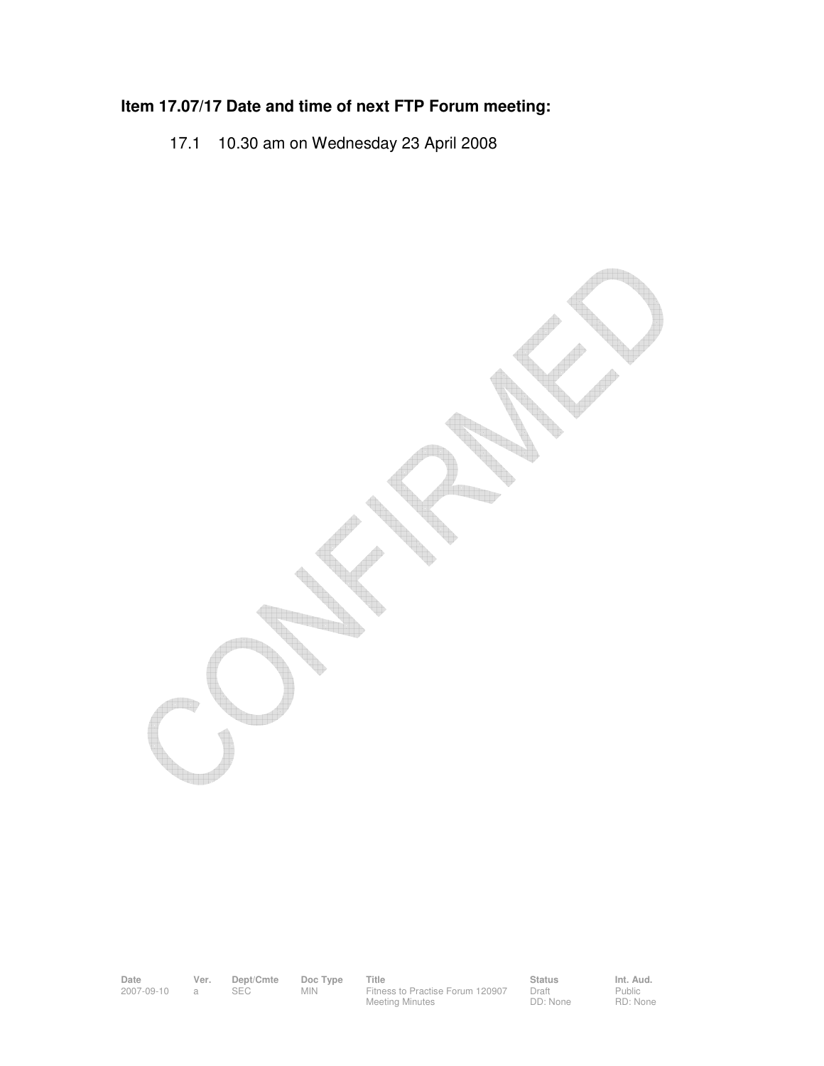**Item 17.07/17 Date and time of next FTP Forum meeting:**

17.1 10.30 am on Wednesday 23 April 2008